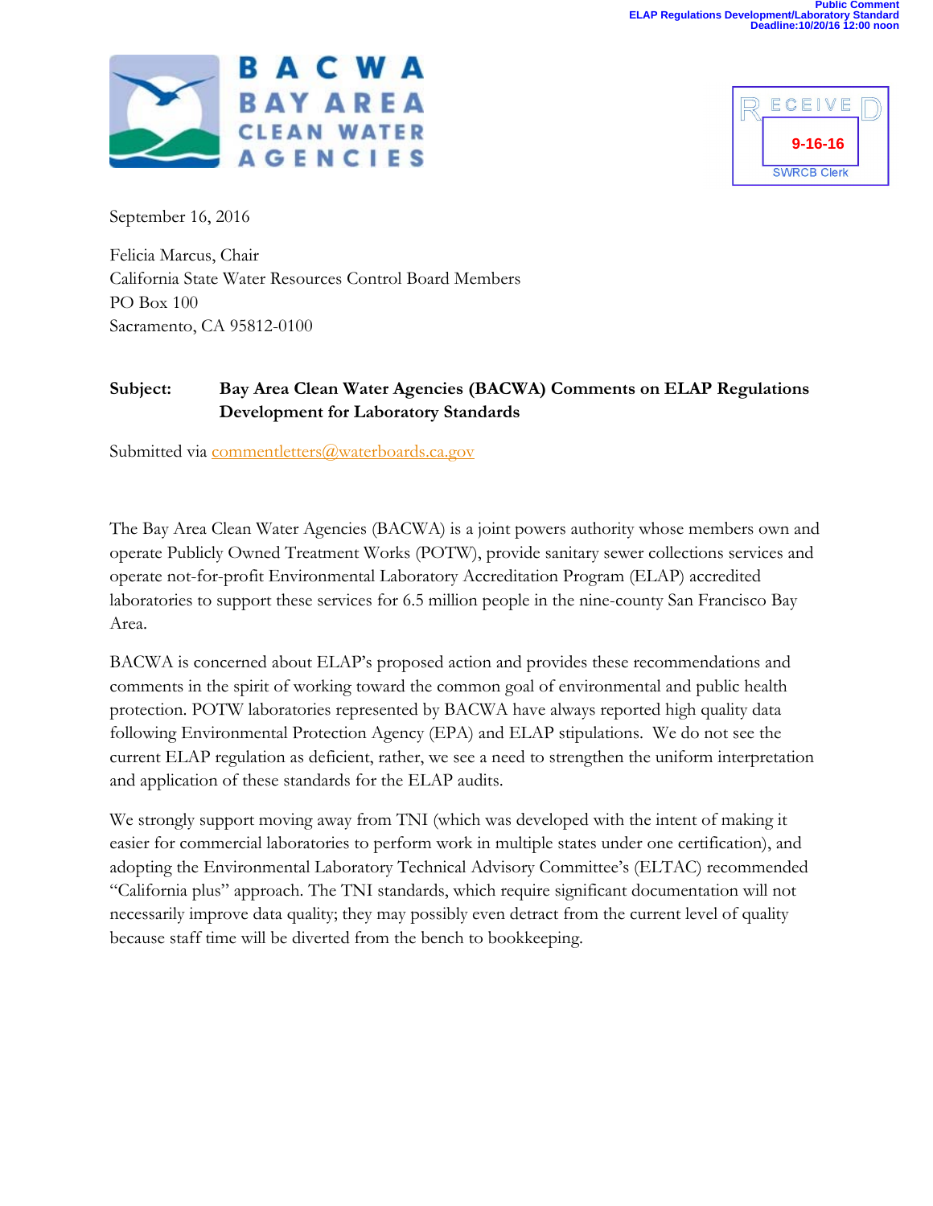Public Comment
ELAP Regulations Development/Laboratory Standard
Deadline:10/20/16 12:00 noon

BACWA
BAY AREA
CLEAN WATER
AGENCIES

RECEIVED
9-16-16
SWRCB Clerk

September 16, 2016

Felicia Marcus, Chair
California State Water Resources Control Board Members
PO Box 100
Sacramento, CA 95812-0100

**Subject: Bay Area Clean Water Agencies (BACWA) Comments on ELAP Regulations Development for Laboratory Standards**

Submitted via commentletters@waterboards.ca.gov

The Bay Area Clean Water Agencies (BACWA) is a joint powers authority whose members own and operate Publicly Owned Treatment Works (POTW), provide sanitary sewer collections services and operate not-for-profit Environmental Laboratory Accreditation Program (ELAP) accredited laboratories to support these services for 6.5 million people in the nine-county San Francisco Bay Area.

BACWA is concerned about ELAP's proposed action and provides these recommendations and comments in the spirit of working toward the common goal of environmental and public health protection. POTW laboratories represented by BACWA have always reported high quality data following Environmental Protection Agency (EPA) and ELAP stipulations. We do not see the current ELAP regulation as deficient, rather, we see a need to strengthen the uniform interpretation and application of these standards for the ELAP audits.

We strongly support moving away from TNI (which was developed with the intent of making it easier for commercial laboratories to perform work in multiple states under one certification), and adopting the Environmental Laboratory Technical Advisory Committee's (ELTAC) recommended "California plus" approach. The TNI standards, which require significant documentation will not necessarily improve data quality; they may possibly even detract from the current level of quality because staff time will be diverted from the bench to bookkeeping.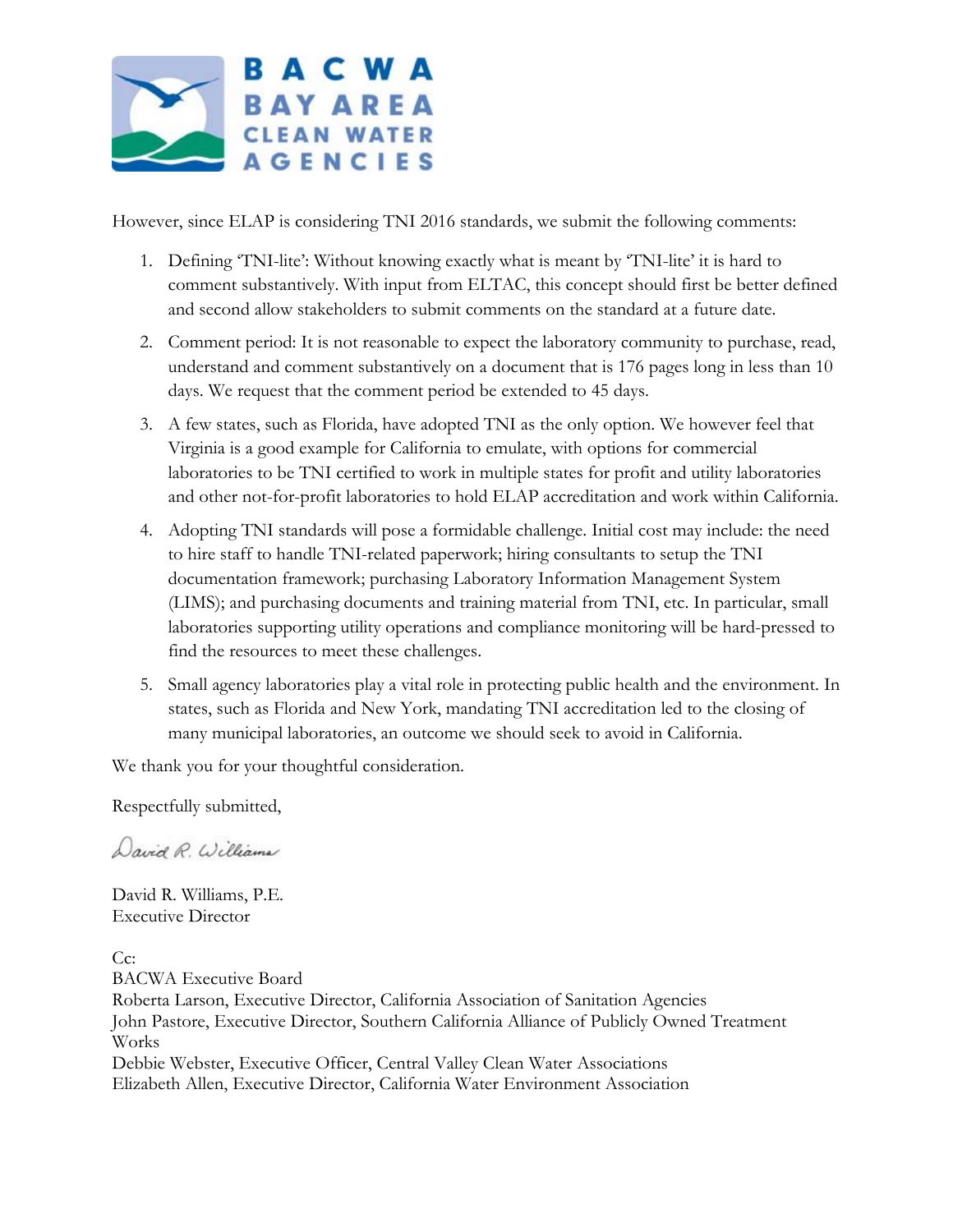However, since ELAP is considering TNI 2016 standards, we submit the following comments:

1. Defining 'TNI-lite': Without knowing exactly what is meant by 'TNI-lite' it is hard to comment substantively. With input from ELTAC, this concept should first be better defined and second allow stakeholders to submit comments on the standard at a future date.
2. Comment period: It is not reasonable to expect the laboratory community to purchase, read, understand and comment substantively on a document that is 176 pages long in less than 10 days. We request that the comment period be extended to 45 days.
3. A few states, such as Florida, have adopted TNI as the only option. We however feel that Virginia is a good example for California to emulate, with options for commercial laboratories to be TNI certified to work in multiple states for profit and utility laboratories and other not-for-profit laboratories to hold ELAP accreditation and work within California.
4. Adopting TNI standards will pose a formidable challenge. Initial cost may include: the need to hire staff to handle TNI-related paperwork; hiring consultants to setup the TNI documentation framework; purchasing Laboratory Information Management System (LIMS); and purchasing documents and training material from TNI, etc. In particular, small laboratories supporting utility operations and compliance monitoring will be hard-pressed to find the resources to meet these challenges.
5. Small agency laboratories play a vital role in protecting public health and the environment. In states, such as Florida and New York, mandating TNI accreditation led to the closing of many municipal laboratories, an outcome we should seek to avoid in California.

We thank you for your thoughtful consideration.

Respectfully submitted,

David R. Williams

David R. Williams, P.E.
Executive Director

Cc:
BACWA Executive Board
Roberta Larson, Executive Director, California Association of Sanitation Agencies
John Pastore, Executive Director, Southern California Alliance of Publicly Owned Treatment Works
Debbie Webster, Executive Officer, Central Valley Clean Water Associations
Elizabeth Allen, Executive Director, California Water Environment Association